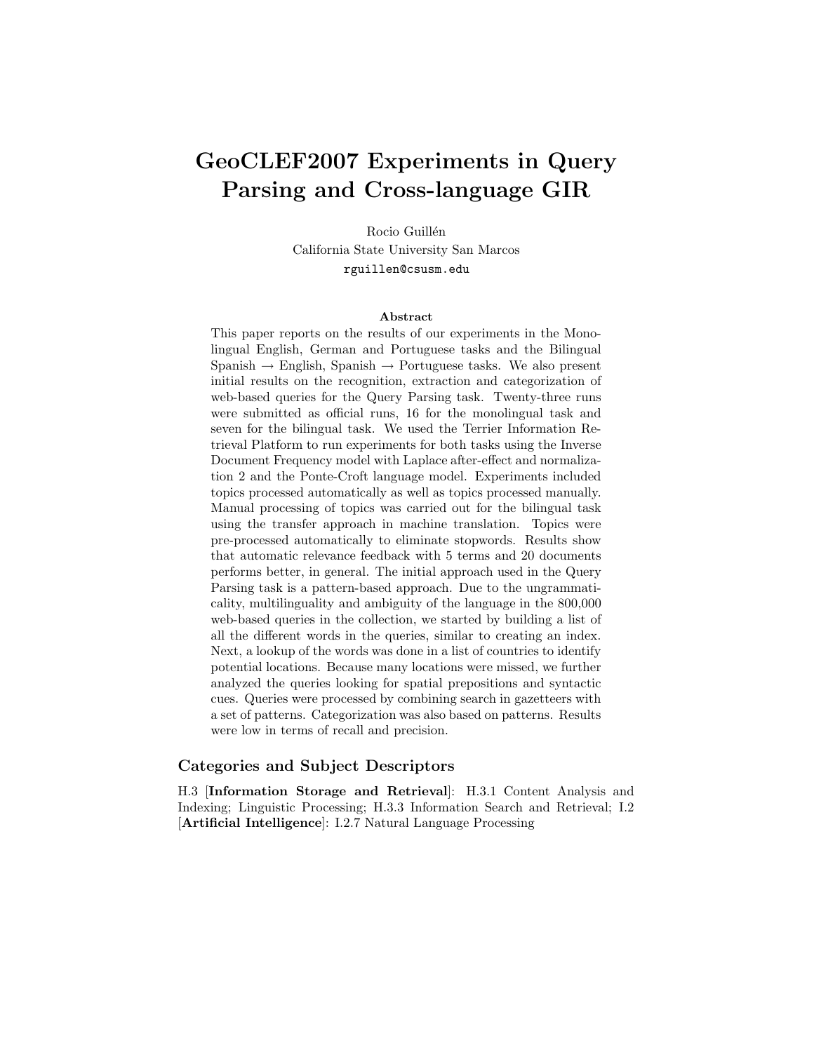# GeoCLEF2007 Experiments in Query Parsing and Cross-language GIR

Rocio Guillén
California State University San Marcos
rguillen@csusm.edu

### Abstract

This paper reports on the results of our experiments in the Monolingual English, German and Portuguese tasks and the Bilingual Spanish → English, Spanish → Portuguese tasks. We also present initial results on the recognition, extraction and categorization of web-based queries for the Query Parsing task. Twenty-three runs were submitted as official runs, 16 for the monolingual task and seven for the bilingual task. We used the Terrier Information Retrieval Platform to run experiments for both tasks using the Inverse Document Frequency model with Laplace after-effect and normalization 2 and the Ponte-Croft language model. Experiments included topics processed automatically as well as topics processed manually. Manual processing of topics was carried out for the bilingual task using the transfer approach in machine translation. Topics were pre-processed automatically to eliminate stopwords. Results show that automatic relevance feedback with 5 terms and 20 documents performs better, in general. The initial approach used in the Query Parsing task is a pattern-based approach. Due to the ungrammaticality, multilinguality and ambiguity of the language in the 800,000 web-based queries in the collection, we started by building a list of all the different words in the queries, similar to creating an index. Next, a lookup of the words was done in a list of countries to identify potential locations. Because many locations were missed, we further analyzed the queries looking for spatial prepositions and syntactic cues. Queries were processed by combining search in gazetteers with a set of patterns. Categorization was also based on patterns. Results were low in terms of recall and precision.

## Categories and Subject Descriptors

H.3 [**Information Storage and Retrieval**]: H.3.1 Content Analysis and Indexing; Linguistic Processing; H.3.3 Information Search and Retrieval; I.2 [**Artificial Intelligence**]: I.2.7 Natural Language Processing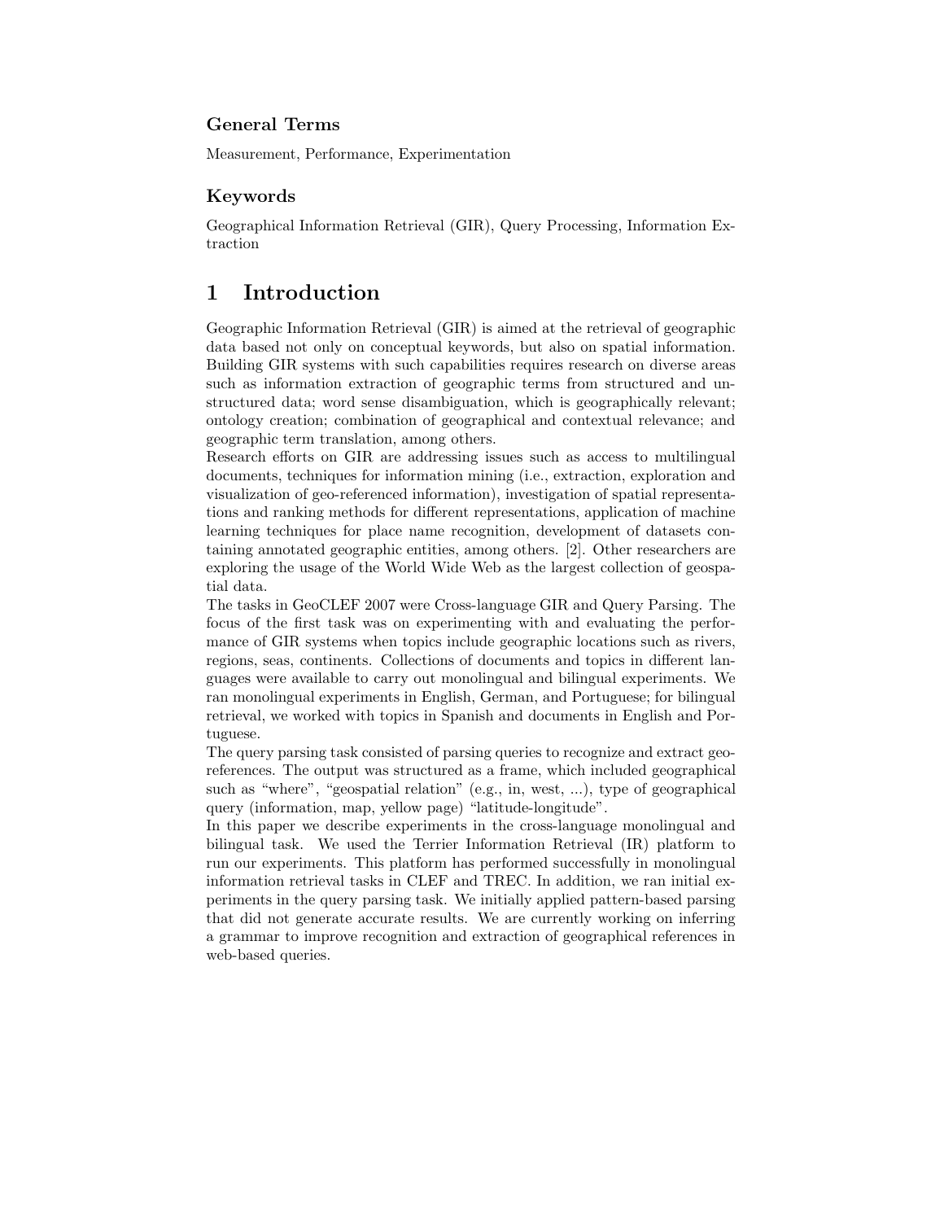### General Terms

Measurement, Performance, Experimentation

### Keywords

Geographical Information Retrieval (GIR), Query Processing, Information Extraction

## 1 Introduction

Geographic Information Retrieval (GIR) is aimed at the retrieval of geographic data based not only on conceptual keywords, but also on spatial information. Building GIR systems with such capabilities requires research on diverse areas such as information extraction of geographic terms from structured and unstructured data; word sense disambiguation, which is geographically relevant; ontology creation; combination of geographical and contextual relevance; and geographic term translation, among others.

Research efforts on GIR are addressing issues such as access to multilingual documents, techniques for information mining (i.e., extraction, exploration and visualization of geo-referenced information), investigation of spatial representations and ranking methods for different representations, application of machine learning techniques for place name recognition, development of datasets containing annotated geographic entities, among others. [2]. Other researchers are exploring the usage of the World Wide Web as the largest collection of geospatial data.

The tasks in GeoCLEF 2007 were Cross-language GIR and Query Parsing. The focus of the first task was on experimenting with and evaluating the performance of GIR systems when topics include geographic locations such as rivers, regions, seas, continents. Collections of documents and topics in different languages were available to carry out monolingual and bilingual experiments. We ran monolingual experiments in English, German, and Portuguese; for bilingual retrieval, we worked with topics in Spanish and documents in English and Portuguese.

The query parsing task consisted of parsing queries to recognize and extract georeferences. The output was structured as a frame, which included geographical such as "where", "geospatial relation" (e.g., in, west, ...), type of geographical query (information, map, yellow page) "latitude-longitude".

In this paper we describe experiments in the cross-language monolingual and bilingual task. We used the Terrier Information Retrieval (IR) platform to run our experiments. This platform has performed successfully in monolingual information retrieval tasks in CLEF and TREC. In addition, we ran initial experiments in the query parsing task. We initially applied pattern-based parsing that did not generate accurate results. We are currently working on inferring a grammar to improve recognition and extraction of geographical references in web-based queries.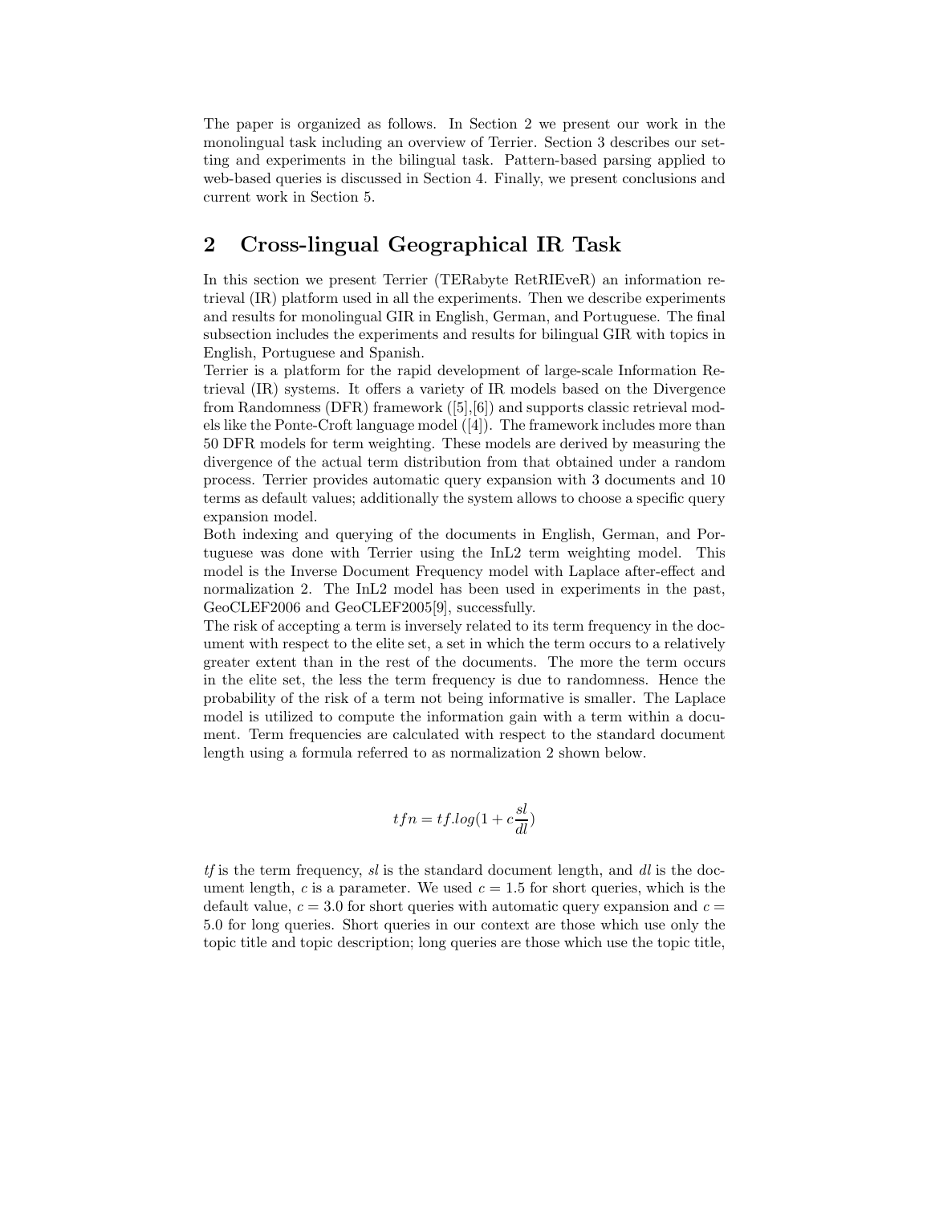The paper is organized as follows. In Section 2 we present our work in the monolingual task including an overview of Terrier. Section 3 describes our setting and experiments in the bilingual task. Pattern-based parsing applied to web-based queries is discussed in Section 4. Finally, we present conclusions and current work in Section 5.

## 2 Cross-lingual Geographical IR Task

In this section we present Terrier (TERabyte RetRIEveR) an information retrieval (IR) platform used in all the experiments. Then we describe experiments and results for monolingual GIR in English, German, and Portuguese. The final subsection includes the experiments and results for bilingual GIR with topics in English, Portuguese and Spanish.

Terrier is a platform for the rapid development of large-scale Information Retrieval (IR) systems. It offers a variety of IR models based on the Divergence from Randomness (DFR) framework ([5],[6]) and supports classic retrieval models like the Ponte-Croft language model ([4]). The framework includes more than 50 DFR models for term weighting. These models are derived by measuring the divergence of the actual term distribution from that obtained under a random process. Terrier provides automatic query expansion with 3 documents and 10 terms as default values; additionally the system allows to choose a specific query expansion model.

Both indexing and querying of the documents in English, German, and Portuguese was done with Terrier using the InL2 term weighting model. This model is the Inverse Document Frequency model with Laplace after-effect and normalization 2. The InL2 model has been used in experiments in the past, GeoCLEF2006 and GeoCLEF2005[9], successfully.

The risk of accepting a term is inversely related to its term frequency in the document with respect to the elite set, a set in which the term occurs to a relatively greater extent than in the rest of the documents. The more the term occurs in the elite set, the less the term frequency is due to randomness. Hence the probability of the risk of a term not being informative is smaller. The Laplace model is utilized to compute the information gain with a term within a document. Term frequencies are calculated with respect to the standard document length using a formula referred to as normalization 2 shown below.

$$tfn = tf.log(1 + c\frac{sl}{dl})$$

*tf* is the term frequency, *sl* is the standard document length, and *dl* is the document length, *c* is a parameter. We used $c = 1.5$ for short queries, which is the default value, $c = 3.0$ for short queries with automatic query expansion and $c = 5.0$ for long queries. Short queries in our context are those which use only the topic title and topic description; long queries are those which use the topic title,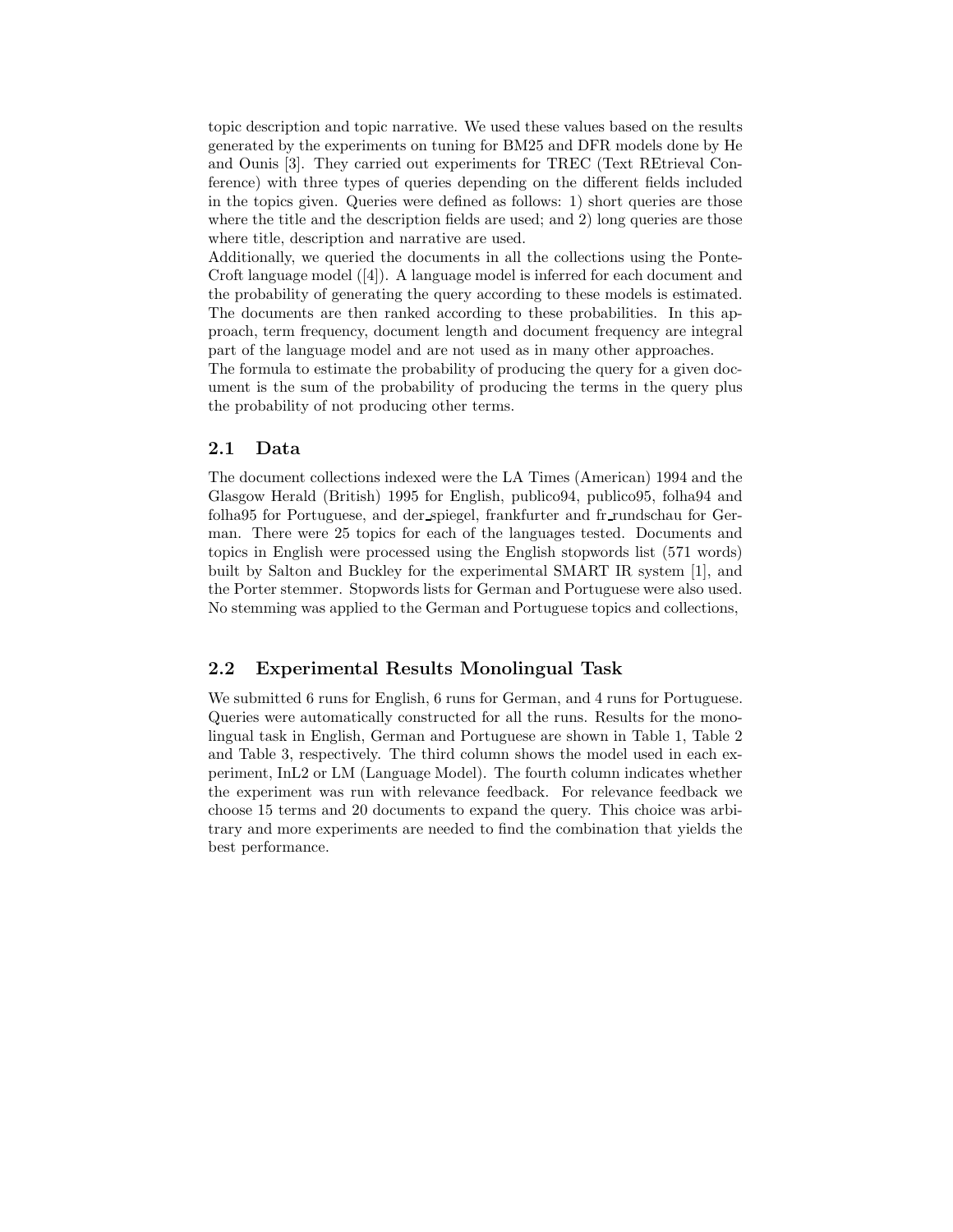topic description and topic narrative. We used these values based on the results generated by the experiments on tuning for BM25 and DFR models done by He and Ounis [3]. They carried out experiments for TREC (Text REtrieval Conference) with three types of queries depending on the different fields included in the topics given. Queries were defined as follows: 1) short queries are those where the title and the description fields are used; and 2) long queries are those where title, description and narrative are used.

Additionally, we queried the documents in all the collections using the Ponte-Croft language model ([4]). A language model is inferred for each document and the probability of generating the query according to these models is estimated. The documents are then ranked according to these probabilities. In this approach, term frequency, document length and document frequency are integral part of the language model and are not used as in many other approaches.

The formula to estimate the probability of producing the query for a given document is the sum of the probability of producing the terms in the query plus the probability of not producing other terms.

## 2.1 Data

The document collections indexed were the LA Times (American) 1994 and the Glasgow Herald (British) 1995 for English, publico94, publico95, folha94 and folha95 for Portuguese, and der_spiegel, frankfurter and fr_rundschau for German. There were 25 topics for each of the languages tested. Documents and topics in English were processed using the English stopwords list (571 words) built by Salton and Buckley for the experimental SMART IR system [1], and the Porter stemmer. Stopwords lists for German and Portuguese were also used. No stemming was applied to the German and Portuguese topics and collections,

## 2.2 Experimental Results Monolingual Task

We submitted 6 runs for English, 6 runs for German, and 4 runs for Portuguese. Queries were automatically constructed for all the runs. Results for the monolingual task in English, German and Portuguese are shown in Table 1, Table 2 and Table 3, respectively. The third column shows the model used in each experiment, InL2 or LM (Language Model). The fourth column indicates whether the experiment was run with relevance feedback. For relevance feedback we choose 15 terms and 20 documents to expand the query. This choice was arbitrary and more experiments are needed to find the combination that yields the best performance.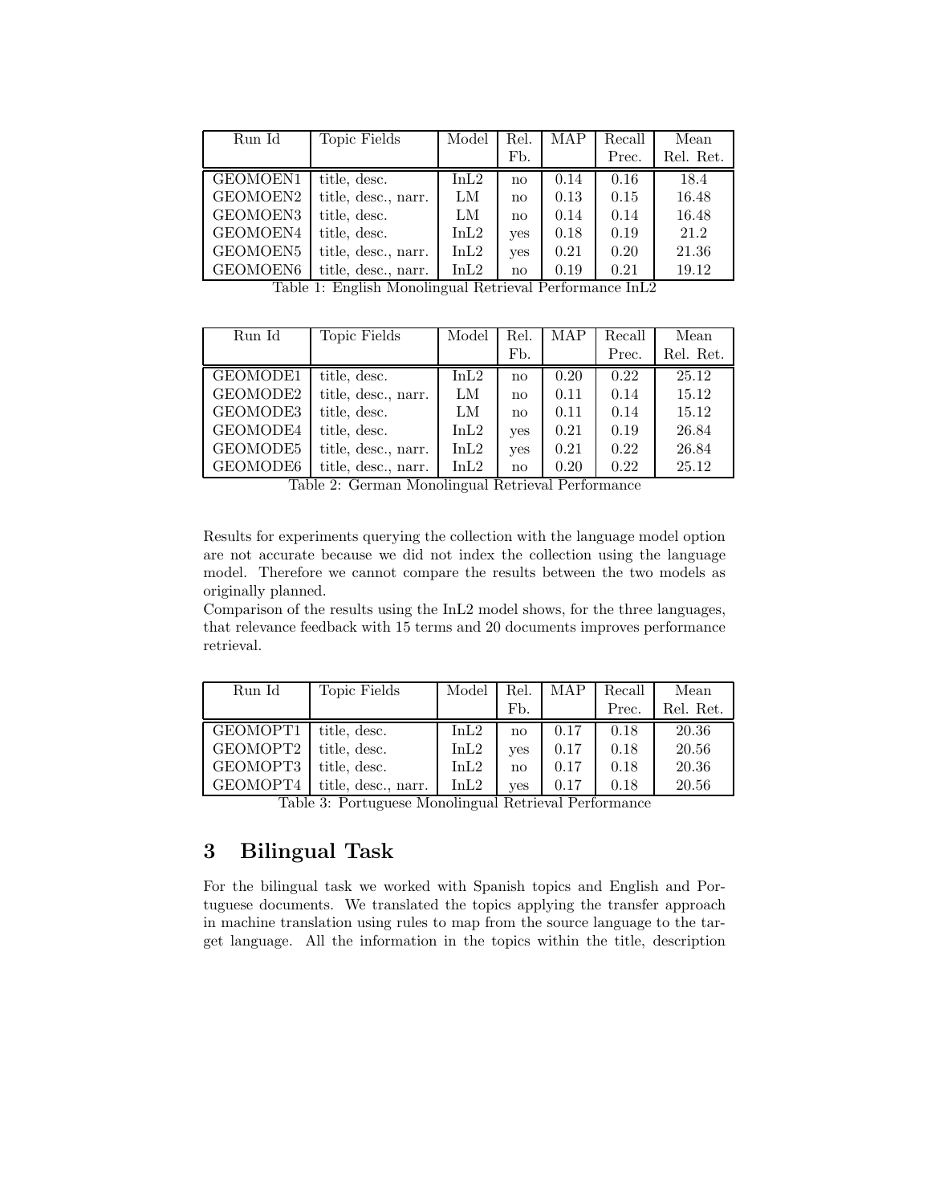| Run Id | Topic Fields | Model | Rel. Fb. | MAP | Recall Prec. | Mean Rel. Ret. |
|---|---|---|---|---|---|---|
| GEOMOEN1 | title, desc. | InL2 | no | 0.14 | 0.16 | 18.4 |
| GEOMOEN2 | title, desc., narr. | LM | no | 0.13 | 0.15 | 16.48 |
| GEOMOEN3 | title, desc. | LM | no | 0.14 | 0.14 | 16.48 |
| GEOMOEN4 | title, desc. | InL2 | yes | 0.18 | 0.19 | 21.2 |
| GEOMOEN5 | title, desc., narr. | InL2 | yes | 0.21 | 0.20 | 21.36 |
| GEOMOEN6 | title, desc., narr. | InL2 | no | 0.19 | 0.21 | 19.12 |

Table 1: English Monolingual Retrieval Performance InL2

| Run Id | Topic Fields | Model | Rel. Fb. | MAP | Recall Prec. | Mean Rel. Ret. |
|---|---|---|---|---|---|---|
| GEOMODE1 | title, desc. | InL2 | no | 0.20 | 0.22 | 25.12 |
| GEOMODE2 | title, desc., narr. | LM | no | 0.11 | 0.14 | 15.12 |
| GEOMODE3 | title, desc. | LM | no | 0.11 | 0.14 | 15.12 |
| GEOMODE4 | title, desc. | InL2 | yes | 0.21 | 0.19 | 26.84 |
| GEOMODE5 | title, desc., narr. | InL2 | yes | 0.21 | 0.22 | 26.84 |
| GEOMODE6 | title, desc., narr. | InL2 | no | 0.20 | 0.22 | 25.12 |

Table 2: German Monolingual Retrieval Performance

Results for experiments querying the collection with the language model option are not accurate because we did not index the collection using the language model. Therefore we cannot compare the results between the two models as originally planned.
Comparison of the results using the InL2 model shows, for the three languages, that relevance feedback with 15 terms and 20 documents improves performance retrieval.

| Run Id | Topic Fields | Model | Rel. Fb. | MAP | Recall Prec. | Mean Rel. Ret. |
|---|---|---|---|---|---|---|
| GEOMOPT1 | title, desc. | InL2 | no | 0.17 | 0.18 | 20.36 |
| GEOMOPT2 | title, desc. | InL2 | yes | 0.17 | 0.18 | 20.56 |
| GEOMOPT3 | title, desc. | InL2 | no | 0.17 | 0.18 | 20.36 |
| GEOMOPT4 | title, desc., narr. | InL2 | yes | 0.17 | 0.18 | 20.56 |

Table 3: Portuguese Monolingual Retrieval Performance

## 3 Bilingual Task

For the bilingual task we worked with Spanish topics and English and Portuguese documents. We translated the topics applying the transfer approach in machine translation using rules to map from the source language to the target language. All the information in the topics within the title, description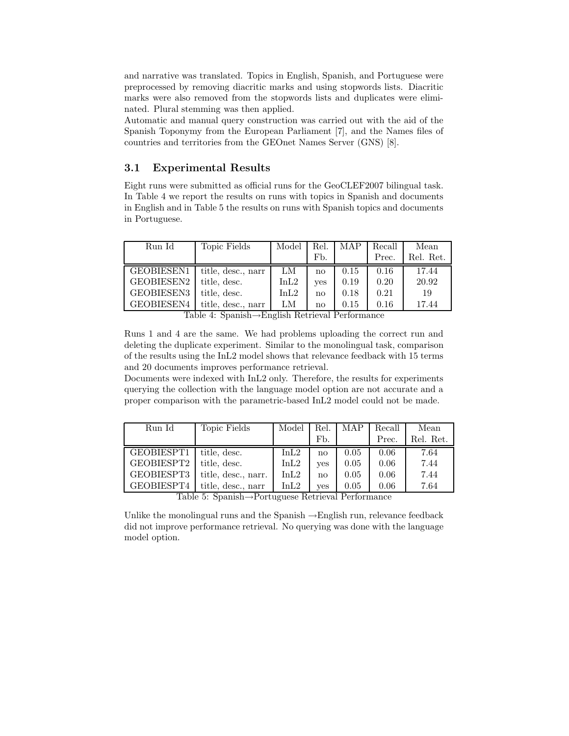and narrative was translated. Topics in English, Spanish, and Portuguese were preprocessed by removing diacritic marks and using stopwords lists. Diacritic marks were also removed from the stopwords lists and duplicates were eliminated. Plural stemming was then applied.
Automatic and manual query construction was carried out with the aid of the Spanish Toponymy from the European Parliament [7], and the Names files of countries and territories from the GEOnet Names Server (GNS) [8].

### 3.1 Experimental Results

Eight runs were submitted as official runs for the GeoCLEF2007 bilingual task. In Table 4 we report the results on runs with topics in Spanish and documents in English and in Table 5 the results on runs with Spanish topics and documents in Portuguese.

| Run Id | Topic Fields | Model | Rel. Fb. | MAP | Recall Prec. | Mean Rel. Ret. |
|---|---|---|---|---|---|---|
| GEOBIESEN1 | title, desc., narr | LM | no | 0.15 | 0.16 | 17.44 |
| GEOBIESEN2 | title, desc. | InL2 | yes | 0.19 | 0.20 | 20.92 |
| GEOBIESEN3 | title, desc. | InL2 | no | 0.18 | 0.21 | 19 |
| GEOBIESEN4 | title, desc., narr | LM | no | 0.15 | 0.16 | 17.44 |

Table 4: Spanish→English Retrieval Performance

Runs 1 and 4 are the same. We had problems uploading the correct run and deleting the duplicate experiment. Similar to the monolingual task, comparison of the results using the InL2 model shows that relevance feedback with 15 terms and 20 documents improves performance retrieval.
Documents were indexed with InL2 only. Therefore, the results for experiments querying the collection with the language model option are not accurate and a proper comparison with the parametric-based InL2 model could not be made.

| Run Id | Topic Fields | Model | Rel. Fb. | MAP | Recall Prec. | Mean Rel. Ret. |
|---|---|---|---|---|---|---|
| GEOBIESPT1 | title, desc. | InL2 | no | 0.05 | 0.06 | 7.64 |
| GEOBIESPT2 | title, desc. | InL2 | yes | 0.05 | 0.06 | 7.44 |
| GEOBIESPT3 | title, desc., narr. | InL2 | no | 0.05 | 0.06 | 7.44 |
| GEOBIESPT4 | title, desc., narr | InL2 | yes | 0.05 | 0.06 | 7.64 |

Table 5: Spanish→Portuguese Retrieval Performance

Unlike the monolingual runs and the Spanish →English run, relevance feedback did not improve performance retrieval. No querying was done with the language model option.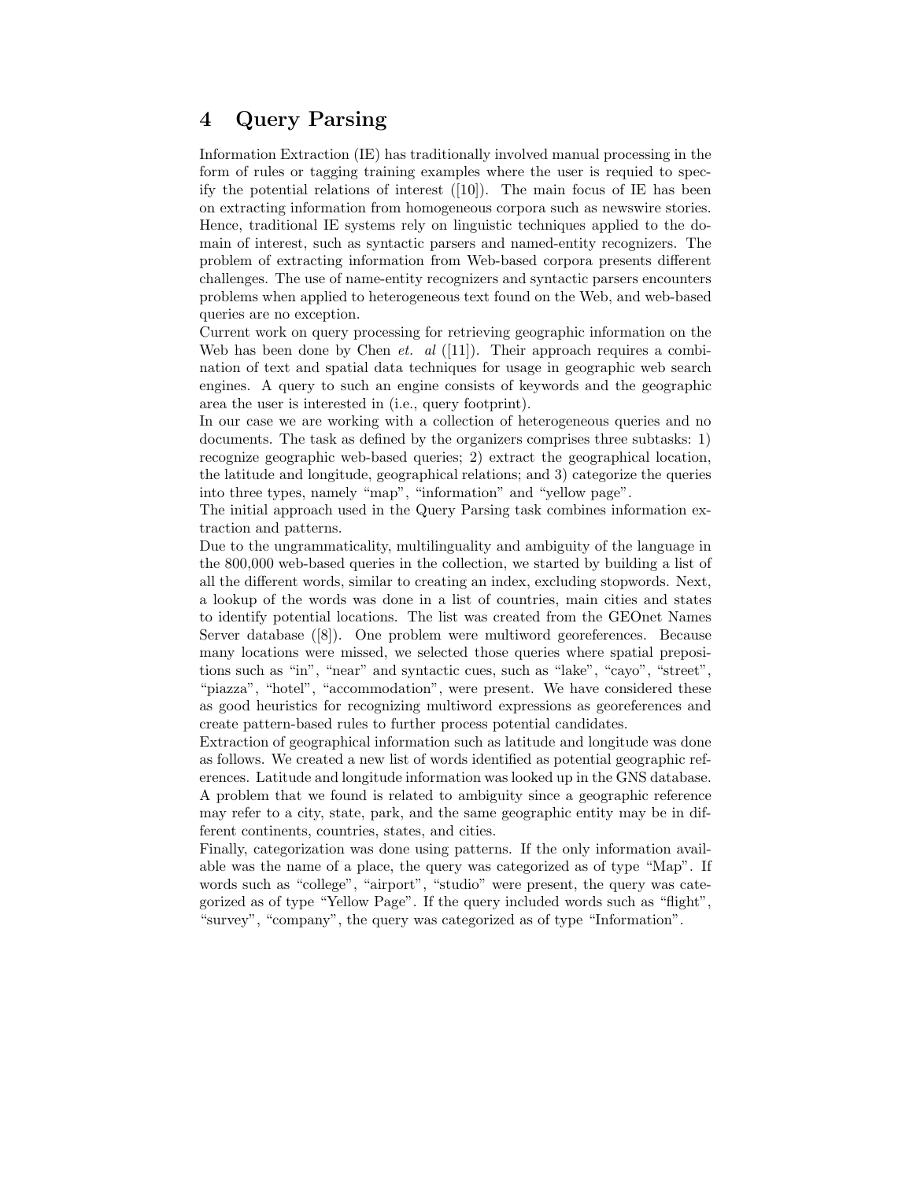## 4 Query Parsing

Information Extraction (IE) has traditionally involved manual processing in the form of rules or tagging training examples where the user is requied to specify the potential relations of interest ([10]). The main focus of IE has been on extracting information from homogeneous corpora such as newswire stories. Hence, traditional IE systems rely on linguistic techniques applied to the domain of interest, such as syntactic parsers and named-entity recognizers. The problem of extracting information from Web-based corpora presents different challenges. The use of name-entity recognizers and syntactic parsers encounters problems when applied to heterogeneous text found on the Web, and web-based queries are no exception.

Current work on query processing for retrieving geographic information on the Web has been done by Chen *et. al* ([11]). Their approach requires a combination of text and spatial data techniques for usage in geographic web search engines. A query to such an engine consists of keywords and the geographic area the user is interested in (i.e., query footprint).

In our case we are working with a collection of heterogeneous queries and no documents. The task as defined by the organizers comprises three subtasks: 1) recognize geographic web-based queries; 2) extract the geographical location, the latitude and longitude, geographical relations; and 3) categorize the queries into three types, namely "map", "information" and "yellow page".

The initial approach used in the Query Parsing task combines information extraction and patterns.

Due to the ungrammaticality, multilinguality and ambiguity of the language in the 800,000 web-based queries in the collection, we started by building a list of all the different words, similar to creating an index, excluding stopwords. Next, a lookup of the words was done in a list of countries, main cities and states to identify potential locations. The list was created from the GEOnet Names Server database ([8]). One problem were multiword georeferences. Because many locations were missed, we selected those queries where spatial prepositions such as "in", "near" and syntactic cues, such as "lake", "cayo", "street", "piazza", "hotel", "accommodation", were present. We have considered these as good heuristics for recognizing multiword expressions as georeferences and create pattern-based rules to further process potential candidates.

Extraction of geographical information such as latitude and longitude was done as follows. We created a new list of words identified as potential geographic references. Latitude and longitude information was looked up in the GNS database. A problem that we found is related to ambiguity since a geographic reference may refer to a city, state, park, and the same geographic entity may be in different continents, countries, states, and cities.

Finally, categorization was done using patterns. If the only information available was the name of a place, the query was categorized as of type "Map". If words such as "college", "airport", "studio" were present, the query was categorized as of type "Yellow Page". If the query included words such as "flight", "survey", "company", the query was categorized as of type "Information".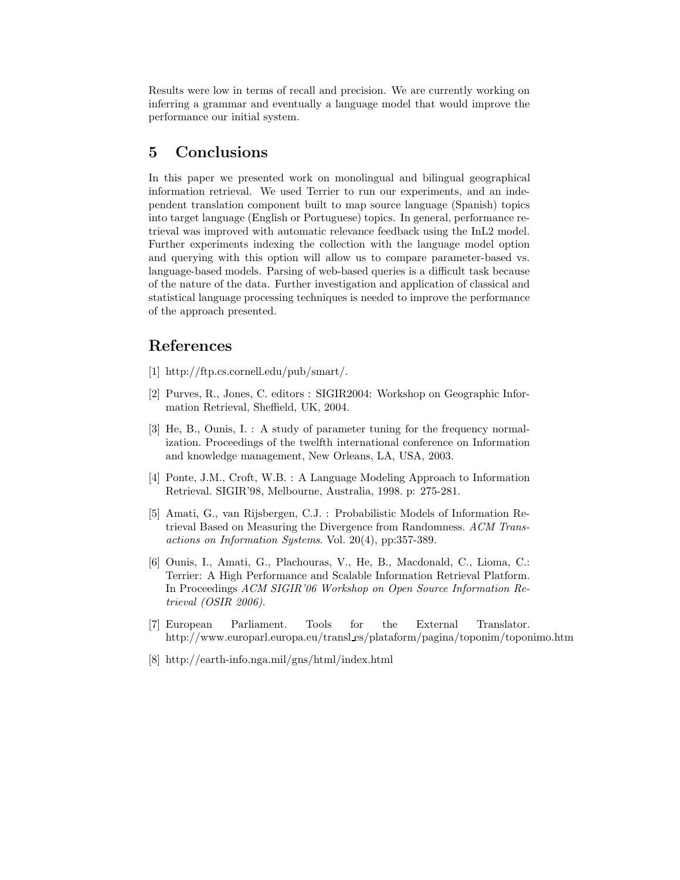Results were low in terms of recall and precision. We are currently working on inferring a grammar and eventually a language model that would improve the performance our initial system.

## 5 Conclusions

In this paper we presented work on monolingual and bilingual geographical information retrieval. We used Terrier to run our experiments, and an independent translation component built to map source language (Spanish) topics into target language (English or Portuguese) topics. In general, performance retrieval was improved with automatic relevance feedback using the InL2 model. Further experiments indexing the collection with the language model option and querying with this option will allow us to compare parameter-based vs. language-based models. Parsing of web-based queries is a difficult task because of the nature of the data. Further investigation and application of classical and statistical language processing techniques is needed to improve the performance of the approach presented.

## References

[1] http://ftp.cs.cornell.edu/pub/smart/.

[2] Purves, R., Jones, C. editors : SIGIR2004: Workshop on Geographic Information Retrieval, Sheffield, UK, 2004.

[3] He, B., Ounis, I. : A study of parameter tuning for the frequency normalization. Proceedings of the twelfth international conference on Information and knowledge management, New Orleans, LA, USA, 2003.

[4] Ponte, J.M., Croft, W.B. : A Language Modeling Approach to Information Retrieval. SIGIR'98, Melbourne, Australia, 1998. p: 275-281.

[5] Amati, G., van Rijsbergen, C.J. : Probabilistic Models of Information Retrieval Based on Measuring the Divergence from Randomness. *ACM Transactions on Information Systems*. Vol. 20(4), pp:357-389.

[6] Ounis, I., Amati, G., Plachouras, V., He, B., Macdonald, C., Lioma, C.: Terrier: A High Performance and Scalable Information Retrieval Platform. In Proceedings *ACM SIGIR'06 Workshop on Open Source Information Retrieval (OSIR 2006).*

[7] European Parliament. Tools for the External Translator. http://www.europarl.europa.eu/transl_es/plataform/pagina/toponim/toponimo.htm

[8] http://earth-info.nga.mil/gns/html/index.html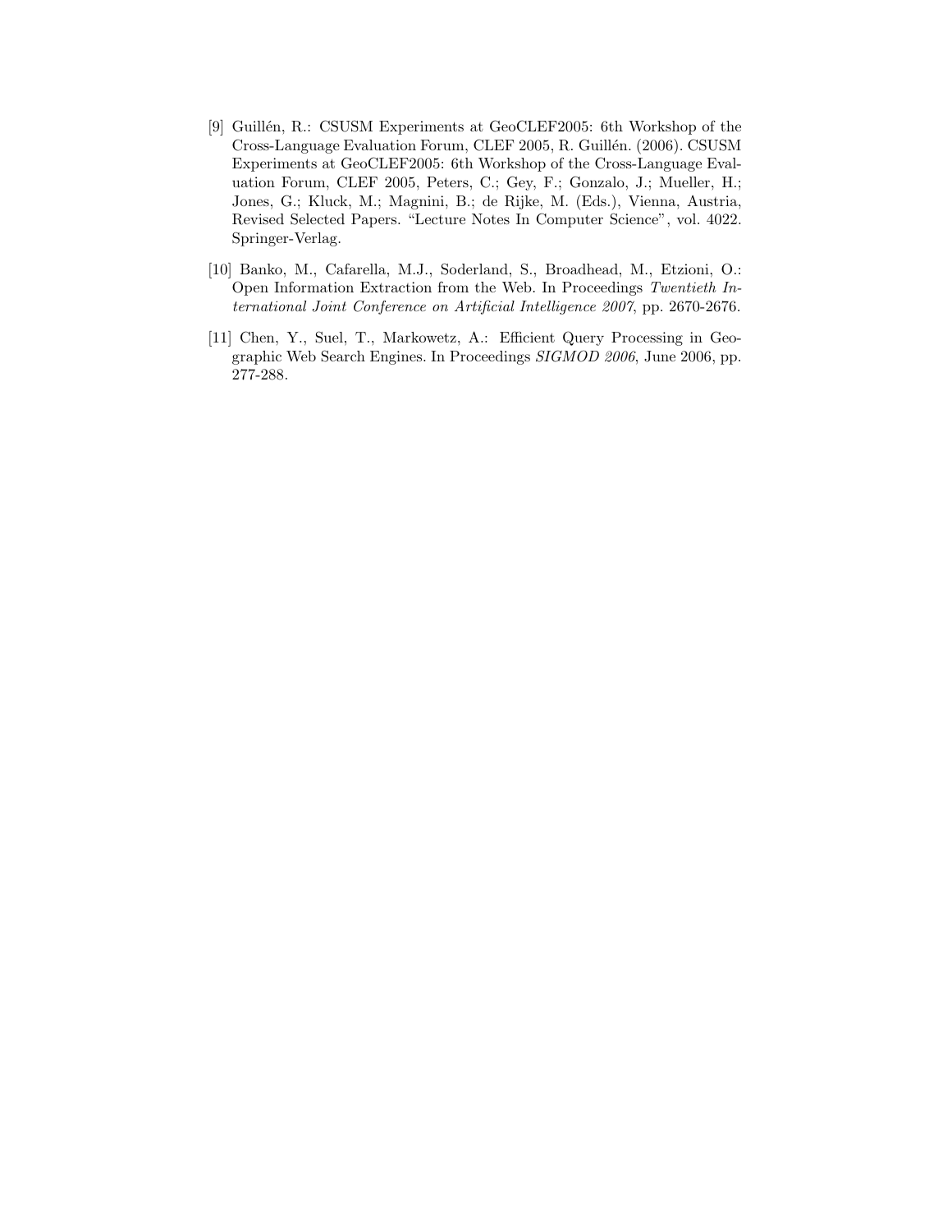[9] Guillén, R.: CSUSM Experiments at GeoCLEF2005: 6th Workshop of the Cross-Language Evaluation Forum, CLEF 2005, R. Guillén. (2006). CSUSM Experiments at GeoCLEF2005: 6th Workshop of the Cross-Language Evaluation Forum, CLEF 2005, Peters, C.; Gey, F.; Gonzalo, J.; Mueller, H.; Jones, G.; Kluck, M.; Magnini, B.; de Rijke, M. (Eds.), Vienna, Austria, Revised Selected Papers. "Lecture Notes In Computer Science", vol. 4022. Springer-Verlag.

[10] Banko, M., Cafarella, M.J., Soderland, S., Broadhead, M., Etzioni, O.: Open Information Extraction from the Web. In Proceedings *Twentieth International Joint Conference on Artificial Intelligence 2007*, pp. 2670-2676.

[11] Chen, Y., Suel, T., Markowetz, A.: Efficient Query Processing in Geographic Web Search Engines. In Proceedings *SIGMOD 2006*, June 2006, pp. 277-288.